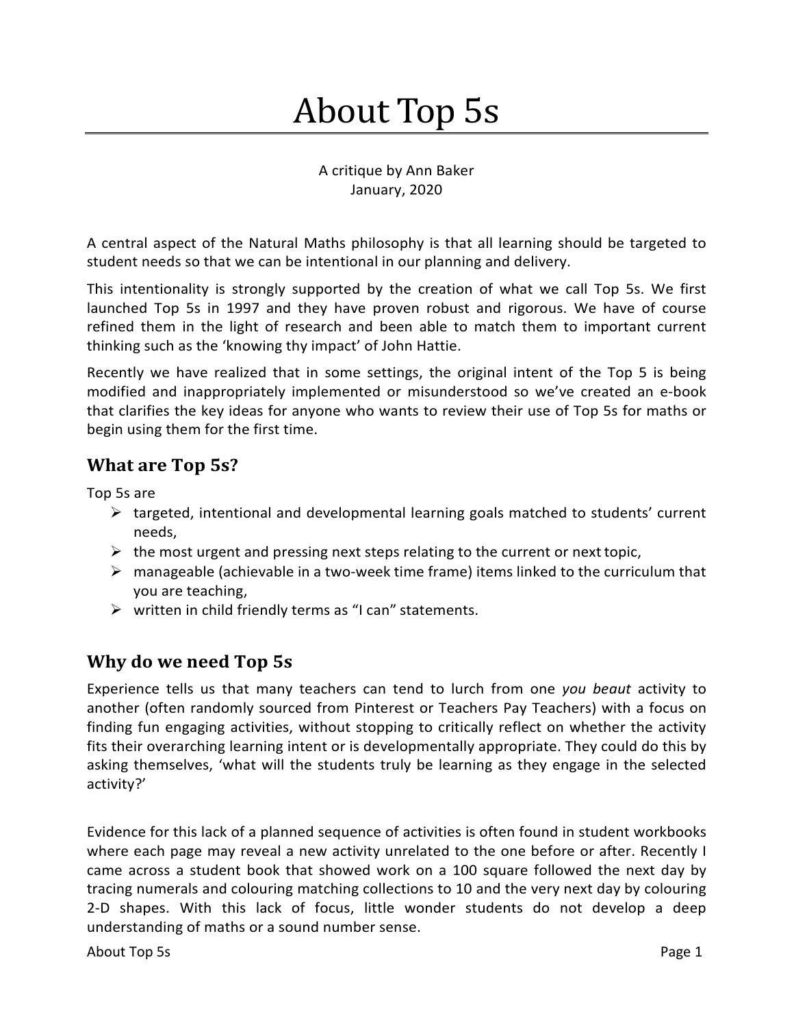# About Top 5s

A critique by Ann Baker
January, 2020

A central aspect of the Natural Maths philosophy is that all learning should be targeted to student needs so that we can be intentional in our planning and delivery.

This intentionality is strongly supported by the creation of what we call Top 5s. We first launched Top 5s in 1997 and they have proven robust and rigorous. We have of course refined them in the light of research and been able to match them to important current thinking such as the 'knowing thy impact' of John Hattie.

Recently we have realized that in some settings, the original intent of the Top 5 is being modified and inappropriately implemented or misunderstood so we've created an e-book that clarifies the key ideas for anyone who wants to review their use of Top 5s for maths or begin using them for the first time.

## What are Top 5s?

Top 5s are

- targeted, intentional and developmental learning goals matched to students' current needs,
- the most urgent and pressing next steps relating to the current or next topic,
- manageable (achievable in a two-week time frame) items linked to the curriculum that you are teaching,
- written in child friendly terms as "I can" statements.

## Why do we need Top 5s

Experience tells us that many teachers can tend to lurch from one *you beaut* activity to another (often randomly sourced from Pinterest or Teachers Pay Teachers) with a focus on finding fun engaging activities, without stopping to critically reflect on whether the activity fits their overarching learning intent or is developmentally appropriate. They could do this by asking themselves, 'what will the students truly be learning as they engage in the selected activity?'

Evidence for this lack of a planned sequence of activities is often found in student workbooks where each page may reveal a new activity unrelated to the one before or after. Recently I came across a student book that showed work on a 100 square followed the next day by tracing numerals and colouring matching collections to 10 and the very next day by colouring 2-D shapes. With this lack of focus, little wonder students do not develop a deep understanding of maths or a sound number sense.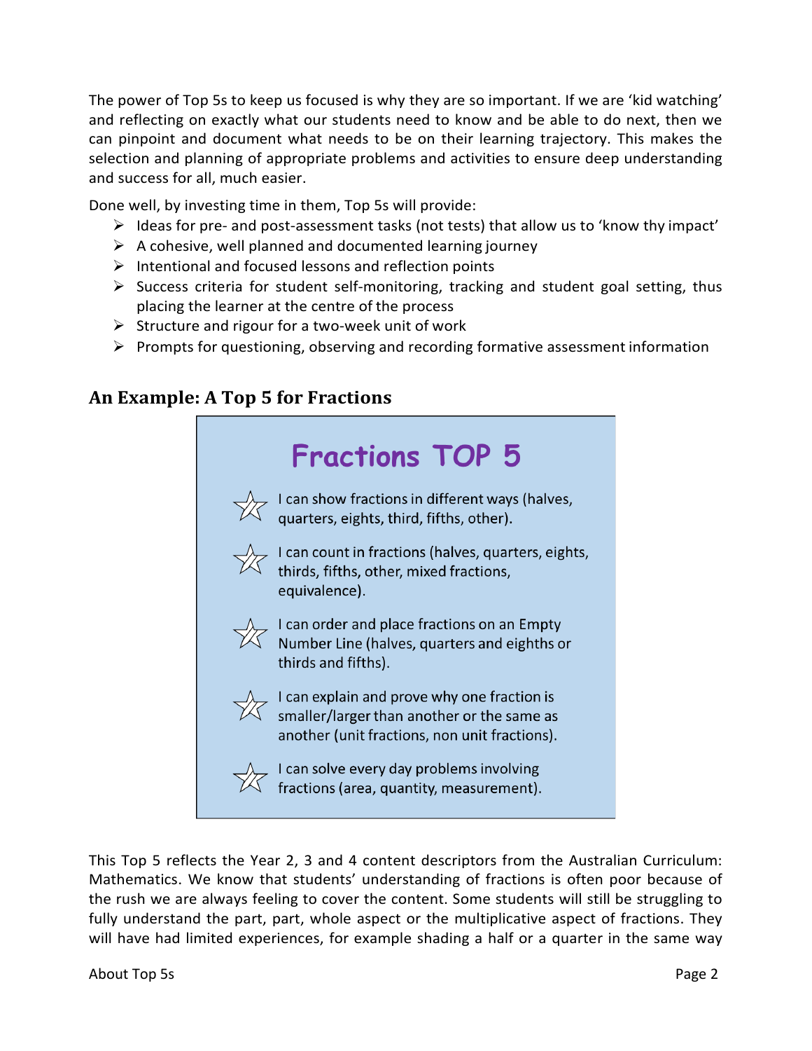The power of Top 5s to keep us focused is why they are so important. If we are 'kid watching' and reflecting on exactly what our students need to know and be able to do next, then we can pinpoint and document what needs to be on their learning trajectory. This makes the selection and planning of appropriate problems and activities to ensure deep understanding and success for all, much easier.

Done well, by investing time in them, Top 5s will provide:

- Ideas for pre- and post-assessment tasks (not tests) that allow us to 'know thy impact'
- A cohesive, well planned and documented learning journey
- Intentional and focused lessons and reflection points
- Success criteria for student self-monitoring, tracking and student goal setting, thus placing the learner at the centre of the process
- Structure and rigour for a two-week unit of work
- Prompts for questioning, observing and recording formative assessment information

## An Example: A Top 5 for Fractions

### Fractions TOP 5

- ☆ I can show fractions in different ways (halves, quarters, eights, third, fifths, other).
- ☆ I can count in fractions (halves, quarters, eights, thirds, fifths, other, mixed fractions, equivalence).
- ☆ I can order and place fractions on an Empty Number Line (halves, quarters and eighths or thirds and fifths).
- ☆ I can explain and prove why one fraction is smaller/larger than another or the same as another (unit fractions, non unit fractions).
- ☆ I can solve every day problems involving fractions (area, quantity, measurement).

This Top 5 reflects the Year 2, 3 and 4 content descriptors from the Australian Curriculum: Mathematics. We know that students' understanding of fractions is often poor because of the rush we are always feeling to cover the content. Some students will still be struggling to fully understand the part, part, whole aspect or the multiplicative aspect of fractions. They will have had limited experiences, for example shading a half or a quarter in the same way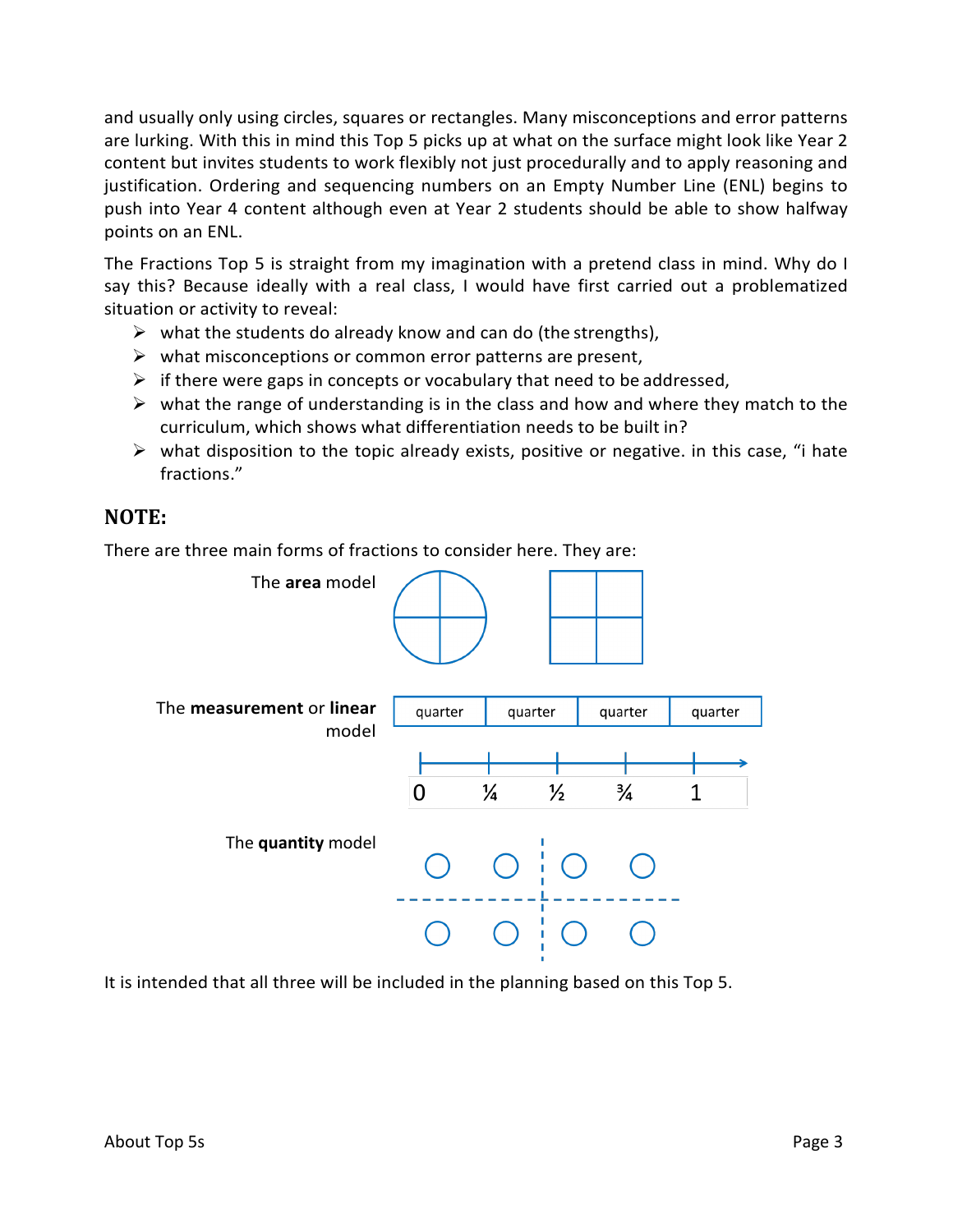and usually only using circles, squares or rectangles. Many misconceptions and error patterns are lurking. With this in mind this Top 5 picks up at what on the surface might look like Year 2 content but invites students to work flexibly not just procedurally and to apply reasoning and justification. Ordering and sequencing numbers on an Empty Number Line (ENL) begins to push into Year 4 content although even at Year 2 students should be able to show halfway points on an ENL.

The Fractions Top 5 is straight from my imagination with a pretend class in mind. Why do I say this? Because ideally with a real class, I would have first carried out a problematized situation or activity to reveal:

- what the students do already know and can do (the strengths),
- what misconceptions or common error patterns are present,
- if there were gaps in concepts or vocabulary that need to be addressed,
- what the range of understanding is in the class and how and where they match to the curriculum, which shows what differentiation needs to be built in?
- what disposition to the topic already exists, positive or negative. in this case, "i hate fractions."

## NOTE:

There are three main forms of fractions to consider here. They are:

The **area** model

The **measurement** or **linear** model

| quarter | quarter | quarter | quarter |
|---|---|---|---|

0 ¼ ½ ¾ 1

The **quantity** model

It is intended that all three will be included in the planning based on this Top 5.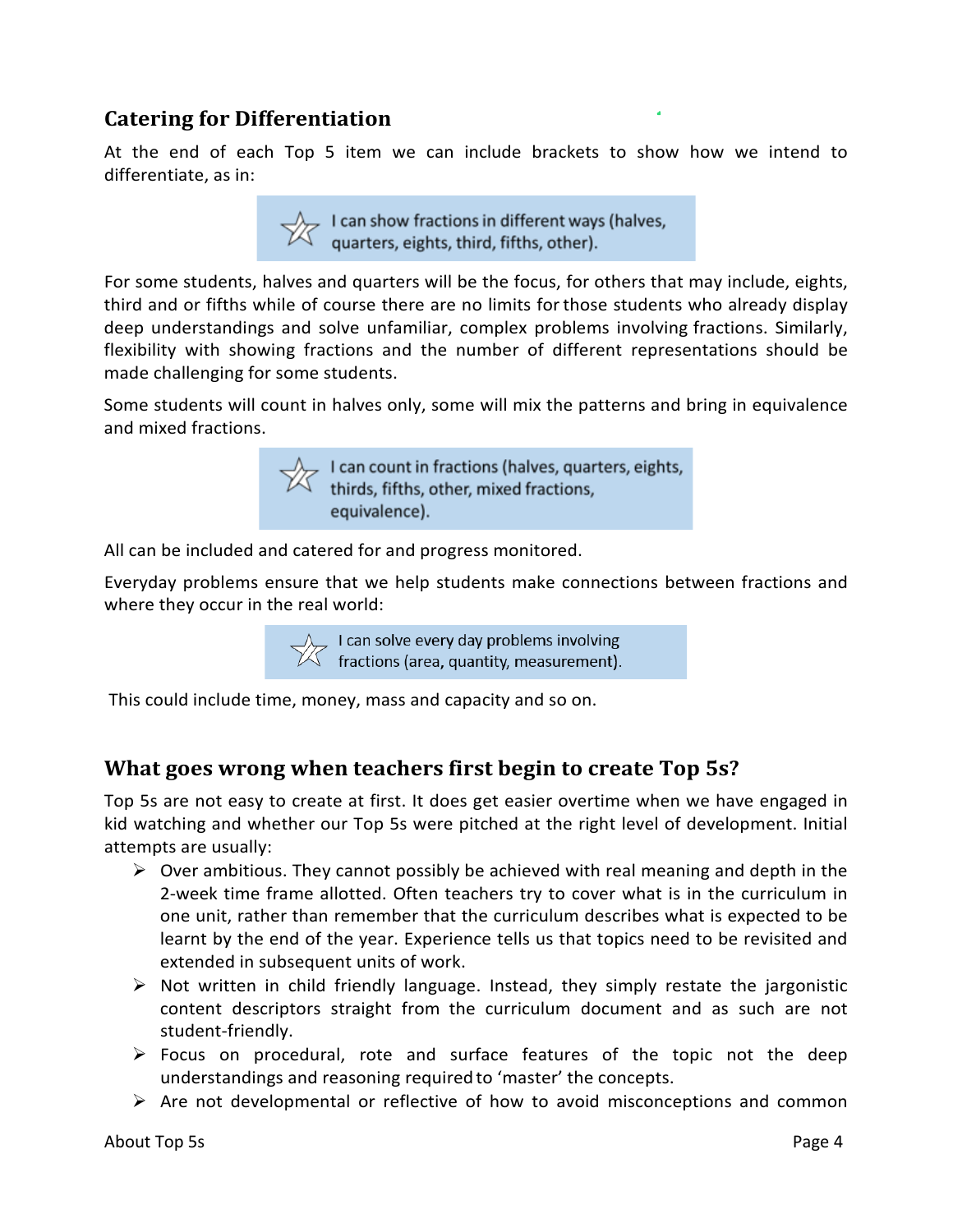## Catering for Differentiation

At the end of each Top 5 item we can include brackets to show how we intend to differentiate, as in:

> ☆ I can show fractions in different ways (halves, quarters, eights, third, fifths, other).

For some students, halves and quarters will be the focus, for others that may include, eights, third and or fifths while of course there are no limits for those students who already display deep understandings and solve unfamiliar, complex problems involving fractions. Similarly, flexibility with showing fractions and the number of different representations should be made challenging for some students.

Some students will count in halves only, some will mix the patterns and bring in equivalence and mixed fractions.

> ☆ I can count in fractions (halves, quarters, eights, thirds, fifths, other, mixed fractions, equivalence).

All can be included and catered for and progress monitored.

Everyday problems ensure that we help students make connections between fractions and where they occur in the real world:

> ☆ I can solve every day problems involving fractions (area, quantity, measurement).

This could include time, money, mass and capacity and so on.

## What goes wrong when teachers first begin to create Top 5s?

Top 5s are not easy to create at first. It does get easier overtime when we have engaged in kid watching and whether our Top 5s were pitched at the right level of development. Initial attempts are usually:

- Over ambitious. They cannot possibly be achieved with real meaning and depth in the 2-week time frame allotted. Often teachers try to cover what is in the curriculum in one unit, rather than remember that the curriculum describes what is expected to be learnt by the end of the year. Experience tells us that topics need to be revisited and extended in subsequent units of work.
- Not written in child friendly language. Instead, they simply restate the jargonistic content descriptors straight from the curriculum document and as such are not student-friendly.
- Focus on procedural, rote and surface features of the topic not the deep understandings and reasoning required to 'master' the concepts.
- Are not developmental or reflective of how to avoid misconceptions and common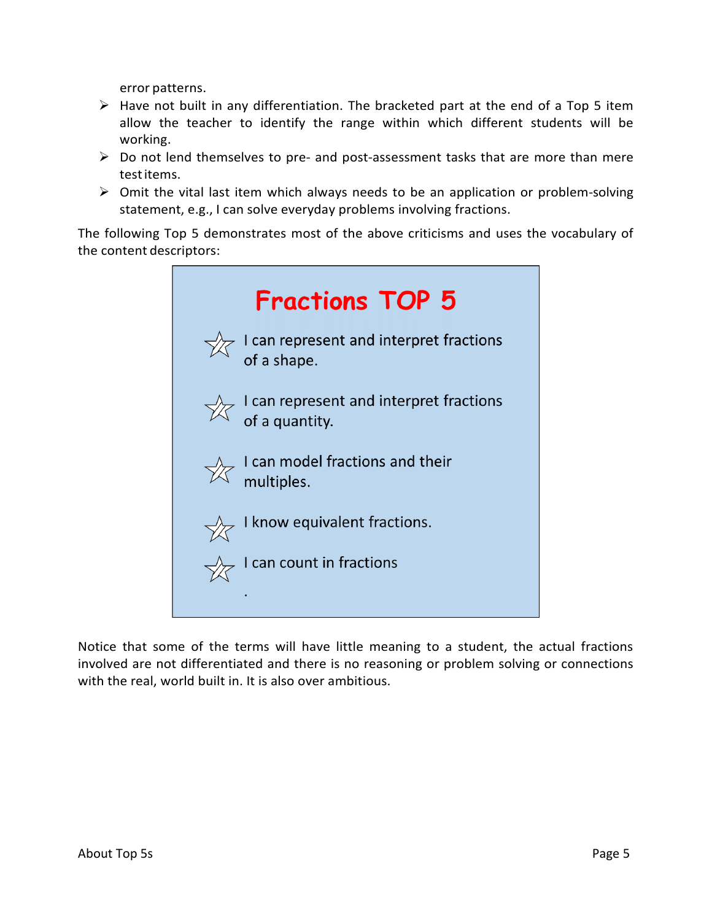error patterns.

- Have not built in any differentiation. The bracketed part at the end of a Top 5 item allow the teacher to identify the range within which different students will be working.
- Do not lend themselves to pre- and post-assessment tasks that are more than mere test items.
- Omit the vital last item which always needs to be an application or problem-solving statement, e.g., I can solve everyday problems involving fractions.

The following Top 5 demonstrates most of the above criticisms and uses the vocabulary of the content descriptors:

> ## Fractions TOP 5
>
> - ☆ I can represent and interpret fractions of a shape.
> - ☆ I can represent and interpret fractions of a quantity.
> - ☆ I can model fractions and their multiples.
> - ☆ I know equivalent fractions.
> - ☆ I can count in fractions
>
> .

Notice that some of the terms will have little meaning to a student, the actual fractions involved are not differentiated and there is no reasoning or problem solving or connections with the real, world built in. It is also over ambitious.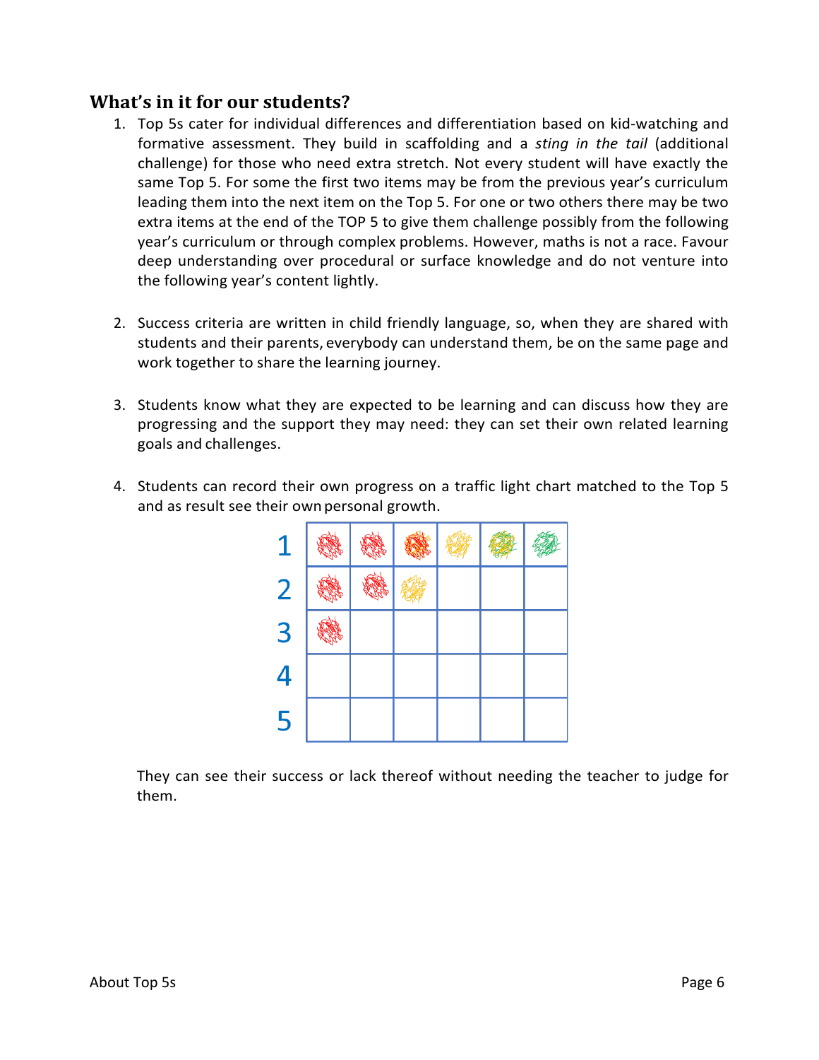## What's in it for our students?

1. Top 5s cater for individual differences and differentiation based on kid-watching and formative assessment. They build in scaffolding and a *sting in the tail* (additional challenge) for those who need extra stretch. Not every student will have exactly the same Top 5. For some the first two items may be from the previous year's curriculum leading them into the next item on the Top 5. For one or two others there may be two extra items at the end of the TOP 5 to give them challenge possibly from the following year's curriculum or through complex problems. However, maths is not a race. Favour deep understanding over procedural or surface knowledge and do not venture into the following year's content lightly.

2. Success criteria are written in child friendly language, so, when they are shared with students and their parents, everybody can understand them, be on the same page and work together to share the learning journey.

3. Students know what they are expected to be learning and can discuss how they are progressing and the support they may need: they can set their own related learning goals and challenges.

4. Students can record their own progress on a traffic light chart matched to the Top 5 and as result see their own personal growth.

| | | | | | | |
|---|---|---|---|---|---|---|
| 1 | | | | | | |
| 2 | | | | | | |
| 3 | | | | | | |
| 4 | | | | | | |
| 5 | | | | | | |

They can see their success or lack thereof without needing the teacher to judge for them.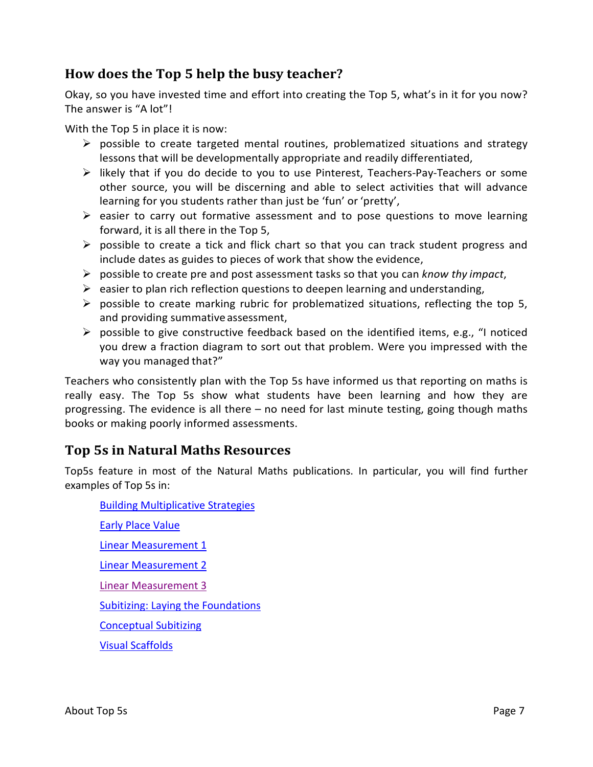## How does the Top 5 help the busy teacher?

Okay, so you have invested time and effort into creating the Top 5, what's in it for you now? The answer is "A lot"!

With the Top 5 in place it is now:

- possible to create targeted mental routines, problematized situations and strategy lessons that will be developmentally appropriate and readily differentiated,
- likely that if you do decide to you to use Pinterest, Teachers-Pay-Teachers or some other source, you will be discerning and able to select activities that will advance learning for you students rather than just be 'fun' or 'pretty',
- easier to carry out formative assessment and to pose questions to move learning forward, it is all there in the Top 5,
- possible to create a tick and flick chart so that you can track student progress and include dates as guides to pieces of work that show the evidence,
- possible to create pre and post assessment tasks so that you can *know thy impact*,
- easier to plan rich reflection questions to deepen learning and understanding,
- possible to create marking rubric for problematized situations, reflecting the top 5, and providing summative assessment,
- possible to give constructive feedback based on the identified items, e.g., "I noticed you drew a fraction diagram to sort out that problem. Were you impressed with the way you managed that?"

Teachers who consistently plan with the Top 5s have informed us that reporting on maths is really easy. The Top 5s show what students have been learning and how they are progressing. The evidence is all there – no need for last minute testing, going though maths books or making poorly informed assessments.

## Top 5s in Natural Maths Resources

Top5s feature in most of the Natural Maths publications. In particular, you will find further examples of Top 5s in:

Building Multiplicative Strategies

Early Place Value

Linear Measurement 1

Linear Measurement 2

Linear Measurement 3

Subitizing: Laying the Foundations

Conceptual Subitizing

Visual Scaffolds